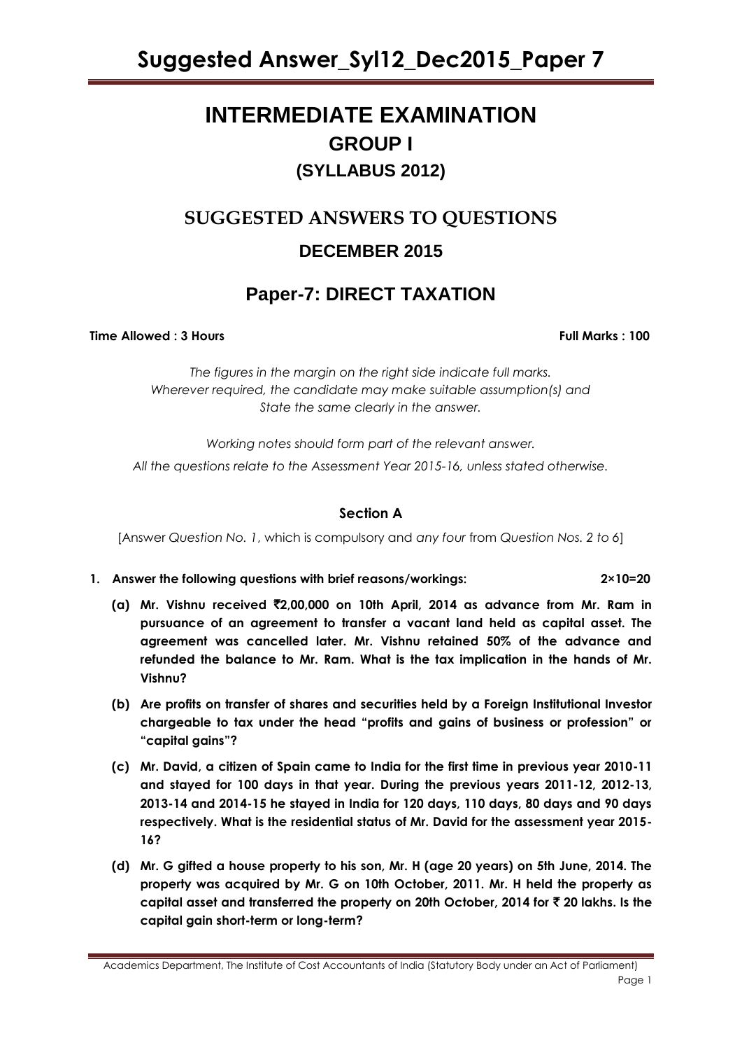# INTERMEDIATE EXAMINATION

## GROUP I

### (SYLLABUS 2012)

## SUGGESTED ANSWERS TO QUESTIONS

### DECEMBER 2015

## Paper-7: DIRECT TAXATION

**Time Allowed : 3 Hours** **Full Marks : 100**

*The figures in the margin on the right side indicate full marks.*
*Wherever required, the candidate may make suitable assumption(s) and*
*State the same clearly in the answer.*

*Working notes should form part of the relevant answer.*
*All the questions relate to the Assessment Year 2015-16, unless stated otherwise.*

### Section A

[Answer *Question No. 1*, which is compulsory and *any four* from *Question Nos. 2 to 6*]

**1. Answer the following questions with brief reasons/workings: 2×10=20**

**(a) Mr. Vishnu received ₹2,00,000 on 10th April, 2014 as advance from Mr. Ram in pursuance of an agreement to transfer a vacant land held as capital asset. The agreement was cancelled later. Mr. Vishnu retained 50% of the advance and refunded the balance to Mr. Ram. What is the tax implication in the hands of Mr. Vishnu?**

**(b) Are profits on transfer of shares and securities held by a Foreign Institutional Investor chargeable to tax under the head "profits and gains of business or profession" or "capital gains"?**

**(c) Mr. David, a citizen of Spain came to India for the first time in previous year 2010-11 and stayed for 100 days in that year. During the previous years 2011-12, 2012-13, 2013-14 and 2014-15 he stayed in India for 120 days, 110 days, 80 days and 90 days respectively. What is the residential status of Mr. David for the assessment year 2015-16?**

**(d) Mr. G gifted a house property to his son, Mr. H (age 20 years) on 5th June, 2014. The property was acquired by Mr. G on 10th October, 2011. Mr. H held the property as capital asset and transferred the property on 20th October, 2014 for ₹ 20 lakhs. Is the capital gain short-term or long-term?**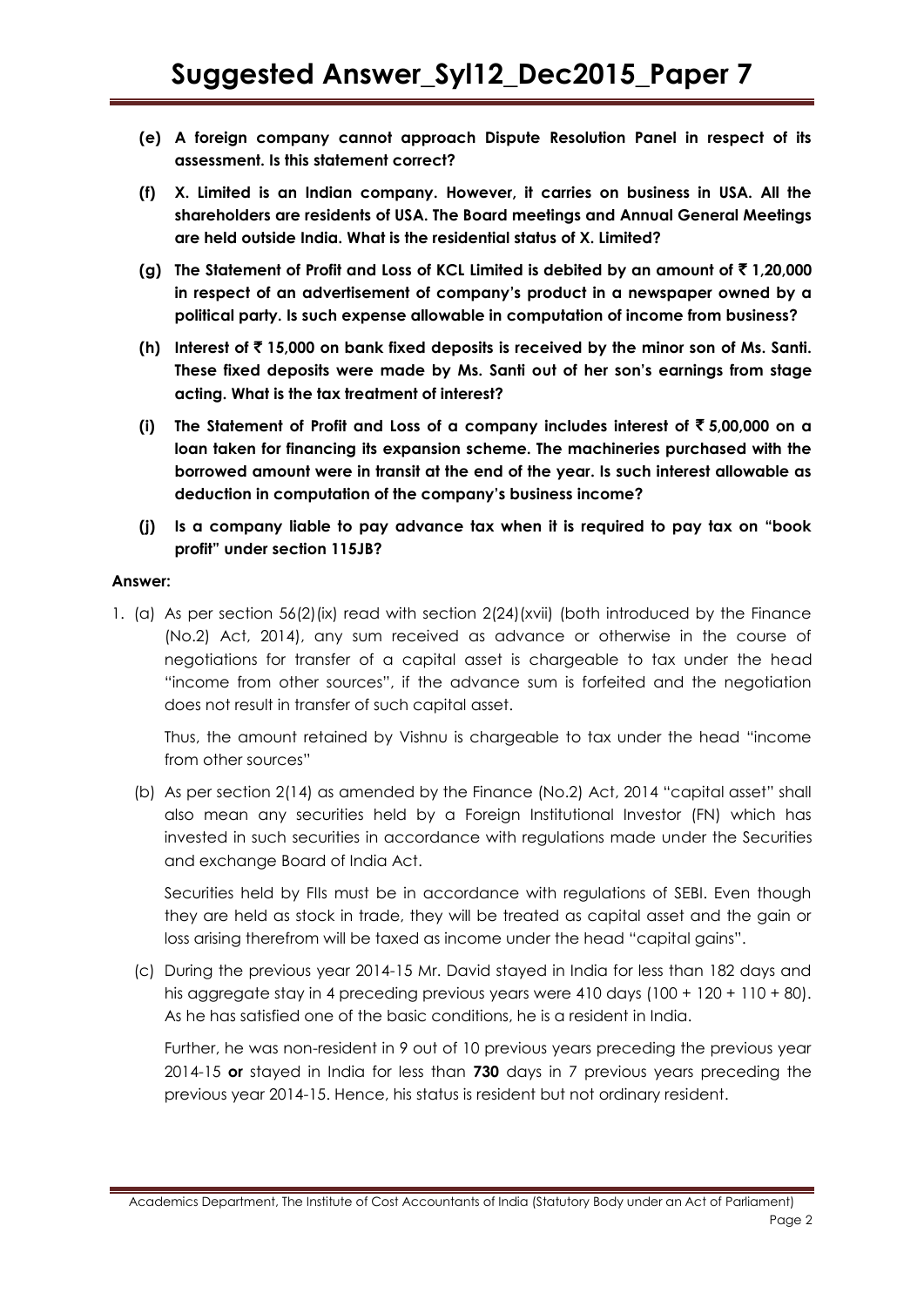**(e) A foreign company cannot approach Dispute Resolution Panel in respect of its assessment. Is this statement correct?**

**(f) X. Limited is an Indian company. However, it carries on business in USA. All the shareholders are residents of USA. The Board meetings and Annual General Meetings are held outside India. What is the residential status of X. Limited?**

**(g) The Statement of Profit and Loss of KCL Limited is debited by an amount of ₹ 1,20,000 in respect of an advertisement of company's product in a newspaper owned by a political party. Is such expense allowable in computation of income from business?**

**(h) Interest of ₹ 15,000 on bank fixed deposits is received by the minor son of Ms. Santi. These fixed deposits were made by Ms. Santi out of her son's earnings from stage acting. What is the tax treatment of interest?**

**(i) The Statement of Profit and Loss of a company includes interest of ₹ 5,00,000 on a loan taken for financing its expansion scheme. The machineries purchased with the borrowed amount were in transit at the end of the year. Is such interest allowable as deduction in computation of the company's business income?**

**(j) Is a company liable to pay advance tax when it is required to pay tax on "book profit" under section 115JB?**

**Answer:**

1. (a) As per section 56(2)(ix) read with section 2(24)(xvii) (both introduced by the Finance (No.2) Act, 2014), any sum received as advance or otherwise in the course of negotiations for transfer of a capital asset is chargeable to tax under the head "income from other sources", if the advance sum is forfeited and the negotiation does not result in transfer of such capital asset.

   Thus, the amount retained by Vishnu is chargeable to tax under the head "income from other sources"

   (b) As per section 2(14) as amended by the Finance (No.2) Act, 2014 "capital asset" shall also mean any securities held by a Foreign Institutional Investor (FN) which has invested in such securities in accordance with regulations made under the Securities and exchange Board of India Act.

   Securities held by FIIs must be in accordance with regulations of SEBI. Even though they are held as stock in trade, they will be treated as capital asset and the gain or loss arising therefrom will be taxed as income under the head "capital gains".

   (c) During the previous year 2014-15 Mr. David stayed in India for less than 182 days and his aggregate stay in 4 preceding previous years were 410 days (100 + 120 + 110 + 80). As he has satisfied one of the basic conditions, he is a resident in India.

   Further, he was non-resident in 9 out of 10 previous years preceding the previous year 2014-15 **or** stayed in India for less than **730** days in 7 previous years preceding the previous year 2014-15. Hence, his status is resident but not ordinary resident.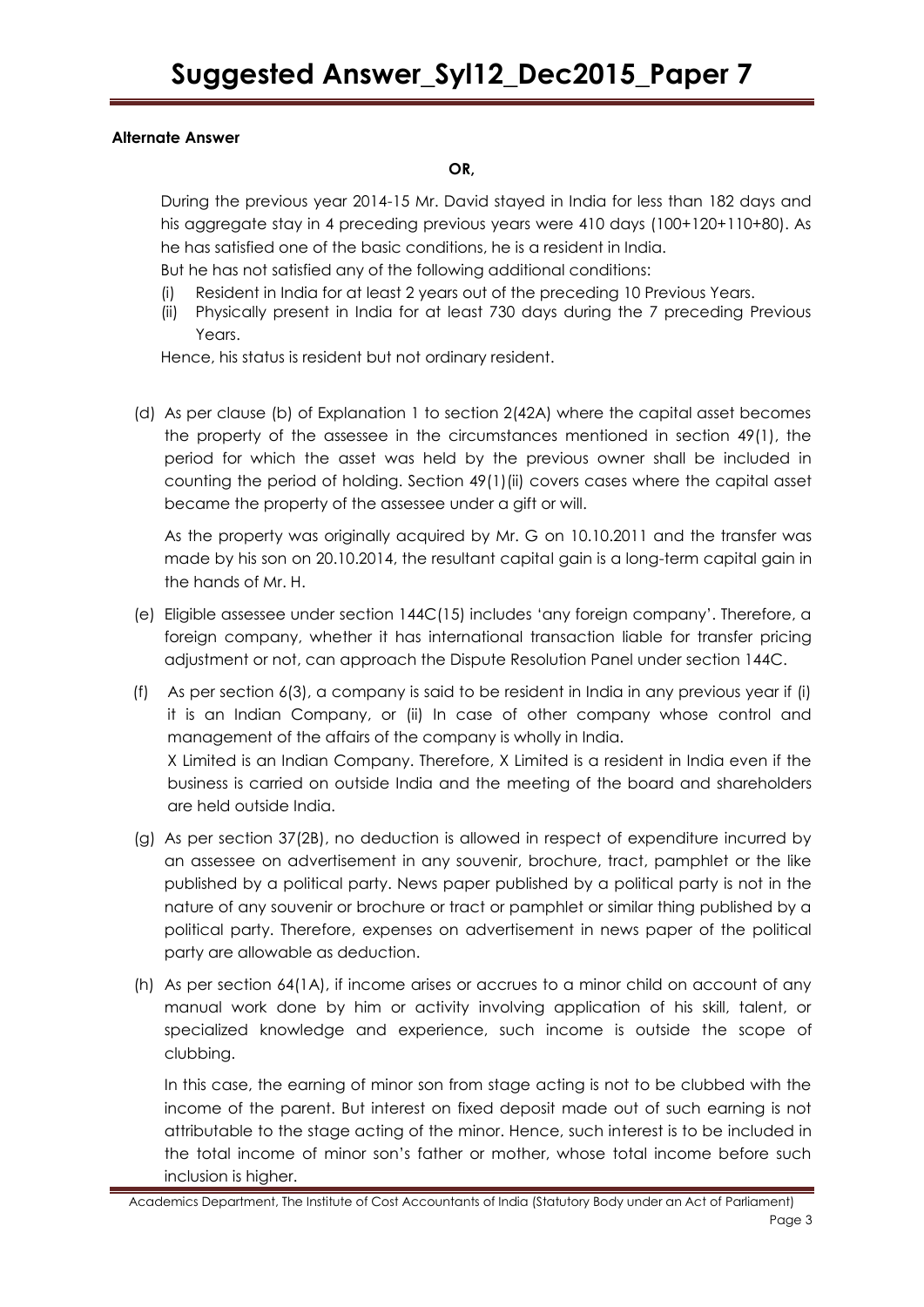**Alternate Answer**

**OR,**

During the previous year 2014-15 Mr. David stayed in India for less than 182 days and his aggregate stay in 4 preceding previous years were 410 days (100+120+110+80). As he has satisfied one of the basic conditions, he is a resident in India.

But he has not satisfied any of the following additional conditions:

(i) Resident in India for at least 2 years out of the preceding 10 Previous Years.

(ii) Physically present in India for at least 730 days during the 7 preceding Previous Years.

Hence, his status is resident but not ordinary resident.

(d) As per clause (b) of Explanation 1 to section 2(42A) where the capital asset becomes the property of the assessee in the circumstances mentioned in section 49(1), the period for which the asset was held by the previous owner shall be included in counting the period of holding. Section 49(1)(ii) covers cases where the capital asset became the property of the assessee under a gift or will.

As the property was originally acquired by Mr. G on 10.10.2011 and the transfer was made by his son on 20.10.2014, the resultant capital gain is a long-term capital gain in the hands of Mr. H.

(e) Eligible assessee under section 144C(15) includes 'any foreign company'. Therefore, a foreign company, whether it has international transaction liable for transfer pricing adjustment or not, can approach the Dispute Resolution Panel under section 144C.

(f) As per section 6(3), a company is said to be resident in India in any previous year if (i) it is an Indian Company, or (ii) In case of other company whose control and management of the affairs of the company is wholly in India.
X Limited is an Indian Company. Therefore, X Limited is a resident in India even if the business is carried on outside India and the meeting of the board and shareholders are held outside India.

(g) As per section 37(2B), no deduction is allowed in respect of expenditure incurred by an assessee on advertisement in any souvenir, brochure, tract, pamphlet or the like published by a political party. News paper published by a political party is not in the nature of any souvenir or brochure or tract or pamphlet or similar thing published by a political party. Therefore, expenses on advertisement in news paper of the political party are allowable as deduction.

(h) As per section 64(1A), if income arises or accrues to a minor child on account of any manual work done by him or activity involving application of his skill, talent, or specialized knowledge and experience, such income is outside the scope of clubbing.

In this case, the earning of minor son from stage acting is not to be clubbed with the income of the parent. But interest on fixed deposit made out of such earning is not attributable to the stage acting of the minor. Hence, such interest is to be included in the total income of minor son's father or mother, whose total income before such inclusion is higher.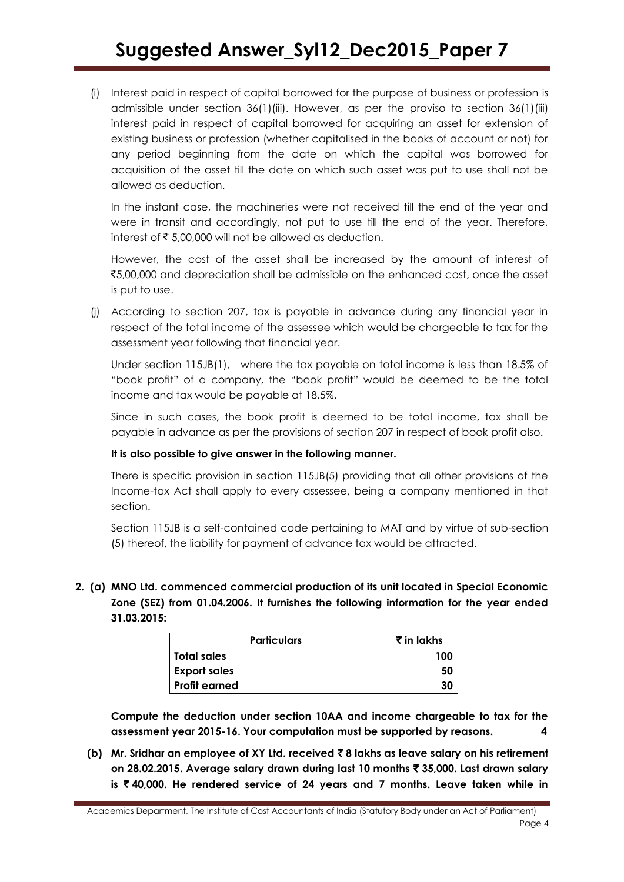(i) Interest paid in respect of capital borrowed for the purpose of business or profession is admissible under section 36(1)(iii). However, as per the proviso to section 36(1)(iii) interest paid in respect of capital borrowed for acquiring an asset for extension of existing business or profession (whether capitalised in the books of account or not) for any period beginning from the date on which the capital was borrowed for acquisition of the asset till the date on which such asset was put to use shall not be allowed as deduction.

In the instant case, the machineries were not received till the end of the year and were in transit and accordingly, not put to use till the end of the year. Therefore, interest of ₹ 5,00,000 will not be allowed as deduction.

However, the cost of the asset shall be increased by the amount of interest of ₹5,00,000 and depreciation shall be admissible on the enhanced cost, once the asset is put to use.

(j) According to section 207, tax is payable in advance during any financial year in respect of the total income of the assessee which would be chargeable to tax for the assessment year following that financial year.

Under section 115JB(1), where the tax payable on total income is less than 18.5% of "book profit" of a company, the "book profit" would be deemed to be the total income and tax would be payable at 18.5%.

Since in such cases, the book profit is deemed to be total income, tax shall be payable in advance as per the provisions of section 207 in respect of book profit also.

**It is also possible to give answer in the following manner.**

There is specific provision in section 115JB(5) providing that all other provisions of the Income-tax Act shall apply to every assessee, being a company mentioned in that section.

Section 115JB is a self-contained code pertaining to MAT and by virtue of sub-section (5) thereof, the liability for payment of advance tax would be attracted.

**2. (a) MNO Ltd. commenced commercial production of its unit located in Special Economic Zone (SEZ) from 01.04.2006. It furnishes the following information for the year ended 31.03.2015:**

| Particulars | ₹ in lakhs |
|---|---|
| Total sales | 100 |
| Export sales | 50 |
| Profit earned | 30 |

**Compute the deduction under section 10AA and income chargeable to tax for the assessment year 2015-16. Your computation must be supported by reasons. 4**

**(b) Mr. Sridhar an employee of XY Ltd. received ₹ 8 lakhs as leave salary on his retirement on 28.02.2015. Average salary drawn during last 10 months ₹ 35,000. Last drawn salary is ₹ 40,000. He rendered service of 24 years and 7 months. Leave taken while in**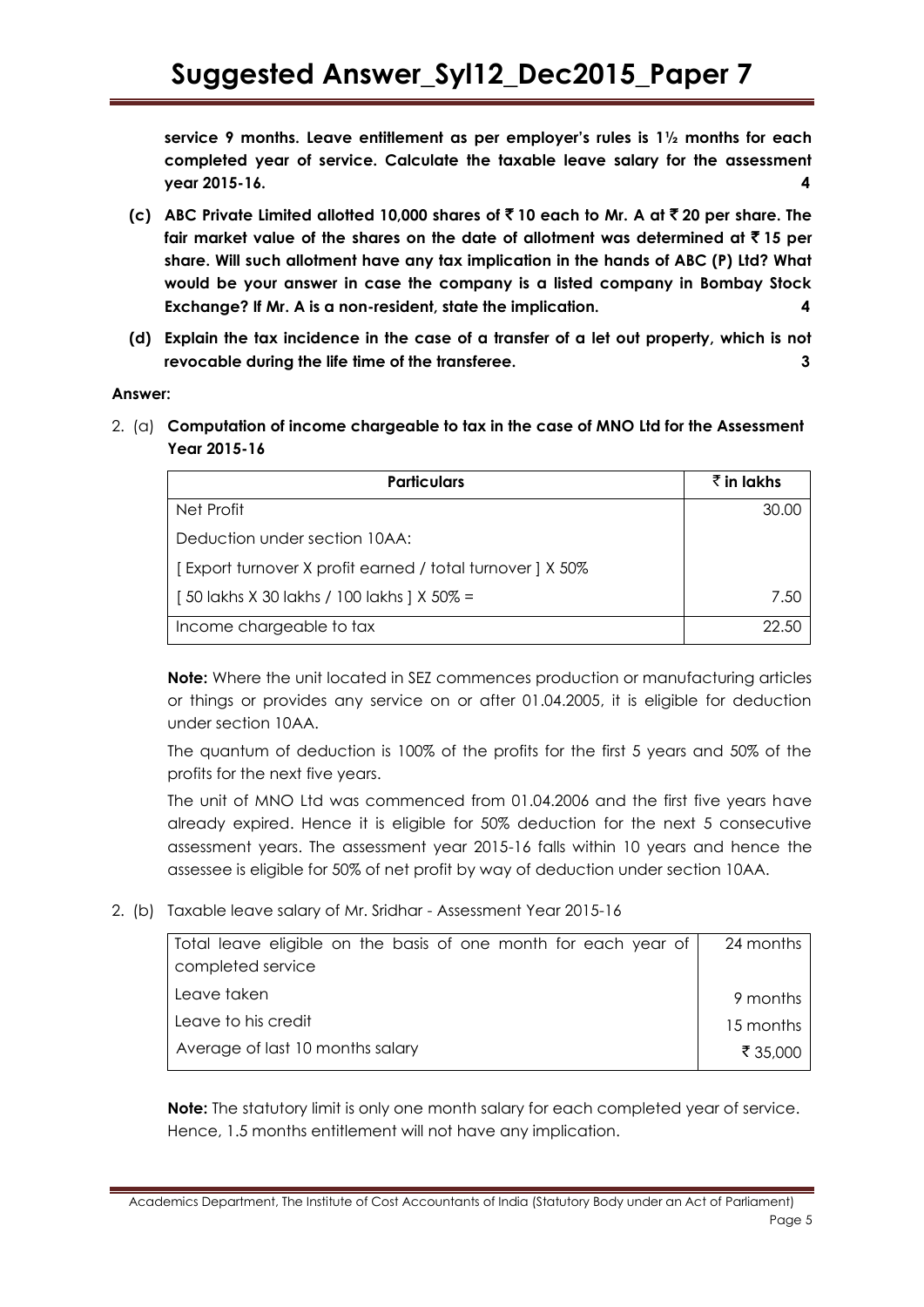**service 9 months. Leave entitlement as per employer's rules is 1½ months for each completed year of service. Calculate the taxable leave salary for the assessment year 2015-16. 4**

**(c) ABC Private Limited allotted 10,000 shares of ₹ 10 each to Mr. A at ₹ 20 per share. The fair market value of the shares on the date of allotment was determined at ₹ 15 per share. Will such allotment have any tax implication in the hands of ABC (P) Ltd? What would be your answer in case the company is a listed company in Bombay Stock Exchange? If Mr. A is a non-resident, state the implication. 4**

**(d) Explain the tax incidence in the case of a transfer of a let out property, which is not revocable during the life time of the transferee. 3**

**Answer:**

2. (a) **Computation of income chargeable to tax in the case of MNO Ltd for the Assessment Year 2015-16**

| Particulars | ₹ in lakhs |
|---|---|
| Net Profit | 30.00 |
| Deduction under section 10AA: | |
| [ Export turnover X profit earned / total turnover ] X 50% | |
| [ 50 lakhs X 30 lakhs / 100 lakhs ] X 50% = | 7.50 |
| Income chargeable to tax | 22.50 |

**Note:** Where the unit located in SEZ commences production or manufacturing articles or things or provides any service on or after 01.04.2005, it is eligible for deduction under section 10AA.

The quantum of deduction is 100% of the profits for the first 5 years and 50% of the profits for the next five years.

The unit of MNO Ltd was commenced from 01.04.2006 and the first five years have already expired. Hence it is eligible for 50% deduction for the next 5 consecutive assessment years. The assessment year 2015-16 falls within 10 years and hence the assessee is eligible for 50% of net profit by way of deduction under section 10AA.

2. (b) Taxable leave salary of Mr. Sridhar - Assessment Year 2015-16

| | |
|---|---|
| Total leave eligible on the basis of one month for each year of completed service | 24 months |
| Leave taken | 9 months |
| Leave to his credit | 15 months |
| Average of last 10 months salary | ₹ 35,000 |

**Note:** The statutory limit is only one month salary for each completed year of service. Hence, 1.5 months entitlement will not have any implication.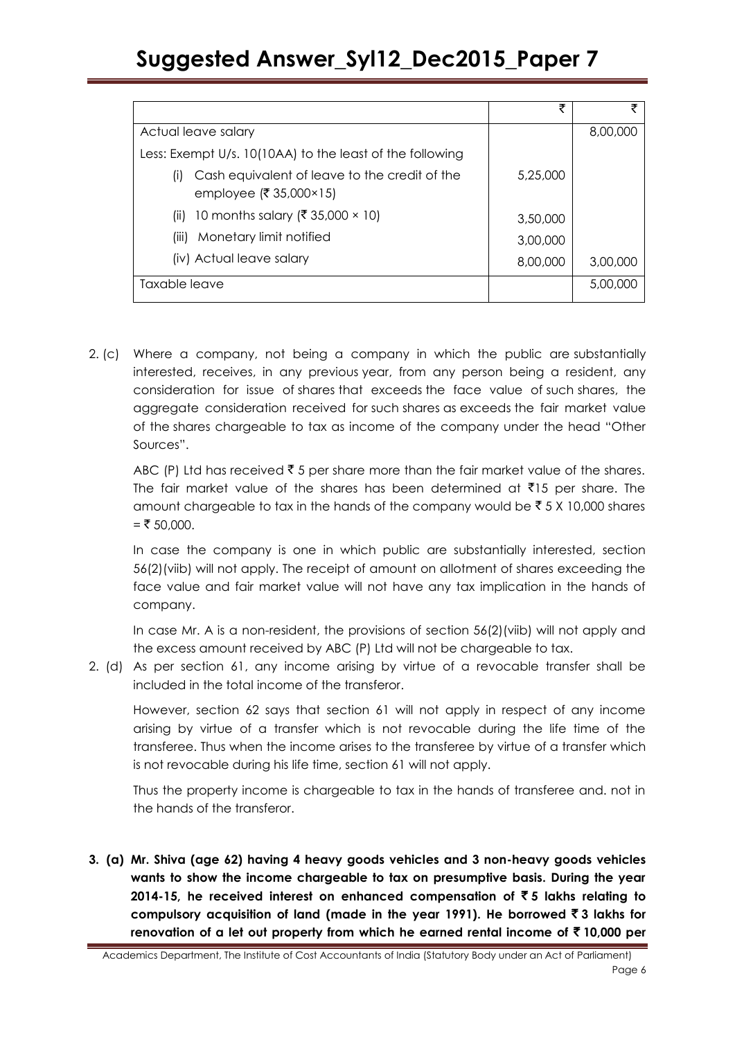| | ₹ | ₹ |
|---|---|---|
| Actual leave salary | | 8,00,000 |
| Less: Exempt U/s. 10(10AA) to the least of the following | | |
| (i) Cash equivalent of leave to the credit of the employee (₹ 35,000×15) | 5,25,000 | |
| (ii) 10 months salary (₹ 35,000 × 10) | 3,50,000 | |
| (iii) Monetary limit notified | 3,00,000 | |
| (iv) Actual leave salary | 8,00,000 | 3,00,000 |
| Taxable leave | | 5,00,000 |

2. (c) Where a company, not being a company in which the public are substantially interested, receives, in any previous year, from any person being a resident, any consideration for issue of shares that exceeds the face value of such shares, the aggregate consideration received for such shares as exceeds the fair market value of the shares chargeable to tax as income of the company under the head "Other Sources".

ABC (P) Ltd has received ₹ 5 per share more than the fair market value of the shares. The fair market value of the shares has been determined at ₹15 per share. The amount chargeable to tax in the hands of the company would be ₹ 5 X 10,000 shares = ₹ 50,000.

In case the company is one in which public are substantially interested, section 56(2)(viib) will not apply. The receipt of amount on allotment of shares exceeding the face value and fair market value will not have any tax implication in the hands of company.

In case Mr. A is a non-resident, the provisions of section 56(2)(viib) will not apply and the excess amount received by ABC (P) Ltd will not be chargeable to tax.

2. (d) As per section 61, any income arising by virtue of a revocable transfer shall be included in the total income of the transferor.

However, section 62 says that section 61 will not apply in respect of any income arising by virtue of a transfer which is not revocable during the life time of the transferee. Thus when the income arises to the transferee by virtue of a transfer which is not revocable during his life time, section 61 will not apply.

Thus the property income is chargeable to tax in the hands of transferee and. not in the hands of the transferor.

**3. (a) Mr. Shiva (age 62) having 4 heavy goods vehicles and 3 non-heavy goods vehicles wants to show the income chargeable to tax on presumptive basis. During the year 2014-15, he received interest on enhanced compensation of ₹ 5 lakhs relating to compulsory acquisition of land (made in the year 1991). He borrowed ₹ 3 lakhs for renovation of a let out property from which he earned rental income of ₹ 10,000 per**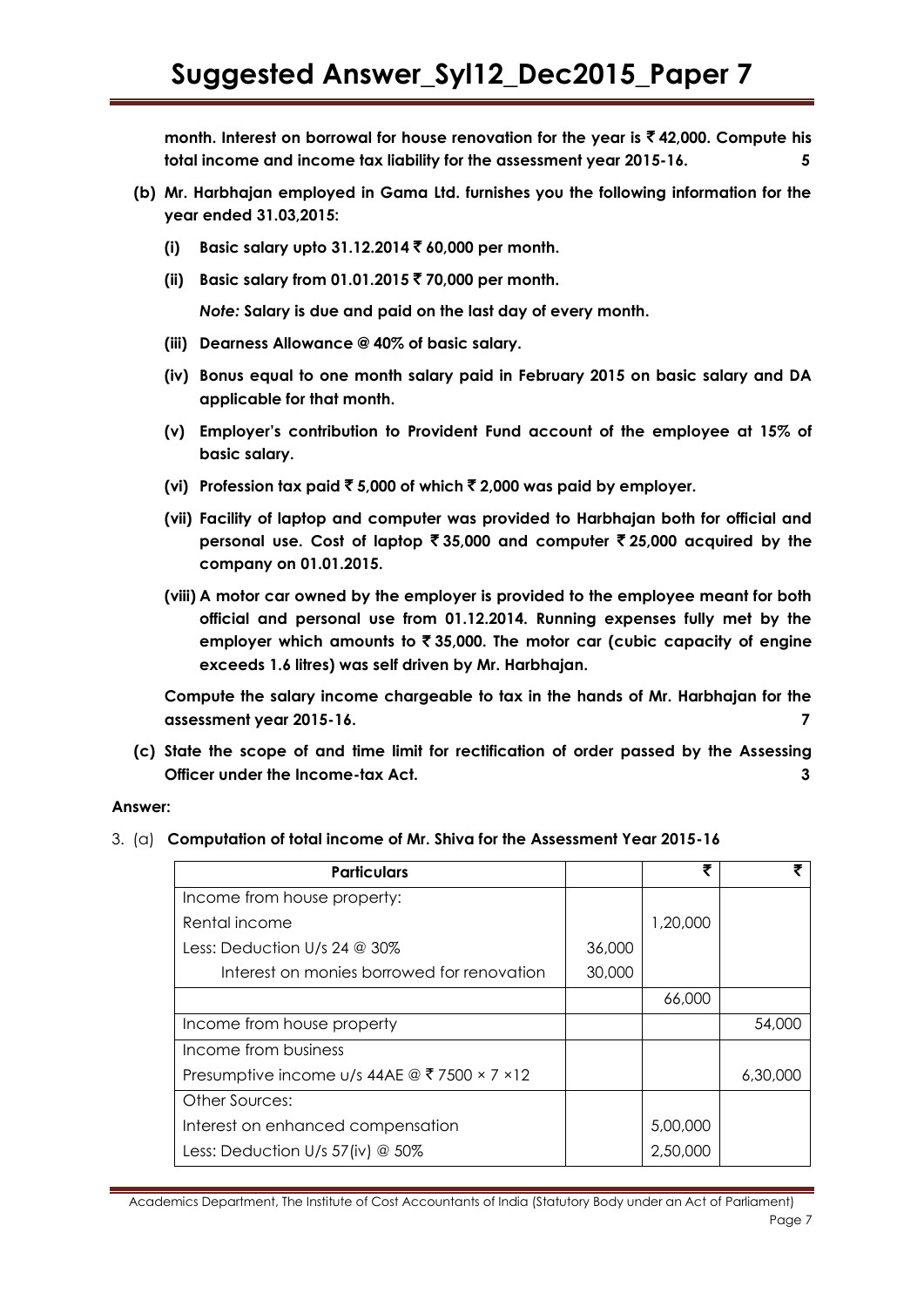**month. Interest on borrowal for house renovation for the year is ₹ 42,000. Compute his total income and income tax liability for the assessment year 2015-16.** **5**

**(b) Mr. Harbhajan employed in Gama Ltd. furnishes you the following information for the year ended 31.03,2015:**

**(i) Basic salary upto 31.12.2014 ₹ 60,000 per month.**

**(ii) Basic salary from 01.01.2015 ₹ 70,000 per month.**

***Note:* Salary is due and paid on the last day of every month.**

**(iii) Dearness Allowance @ 40% of basic salary.**

**(iv) Bonus equal to one month salary paid in February 2015 on basic salary and DA applicable for that month.**

**(v) Employer's contribution to Provident Fund account of the employee at 15% of basic salary.**

**(vi) Profession tax paid ₹ 5,000 of which ₹ 2,000 was paid by employer.**

**(vii) Facility of laptop and computer was provided to Harbhajan both for official and personal use. Cost of laptop ₹ 35,000 and computer ₹ 25,000 acquired by the company on 01.01.2015.**

**(viii) A motor car owned by the employer is provided to the employee meant for both official and personal use from 01.12.2014. Running expenses fully met by the employer which amounts to ₹ 35,000. The motor car (cubic capacity of engine exceeds 1.6 litres) was self driven by Mr. Harbhajan.**

**Compute the salary income chargeable to tax in the hands of Mr. Harbhajan for the assessment year 2015-16.** **7**

**(c) State the scope of and time limit for rectification of order passed by the Assessing Officer under the Income-tax Act.** **3**

**Answer:**

3. (a) **Computation of total income of Mr. Shiva for the Assessment Year 2015-16**

| Particulars | | ₹ | ₹ |
|---|---|---|---|
| Income from house property: | | | |
| Rental income | | 1,20,000 | |
| Less: Deduction U/s 24 @ 30% | 36,000 | | |
| Interest on monies borrowed for renovation | 30,000 | | |
| | | 66,000 | |
| Income from house property | | | 54,000 |
| Income from business | | | |
| Presumptive income u/s 44AE @ ₹ 7500 × 7 ×12 | | | 6,30,000 |
| Other Sources: | | | |
| Interest on enhanced compensation | | 5,00,000 | |
| Less: Deduction U/s 57(iv) @ 50% | | 2,50,000 | |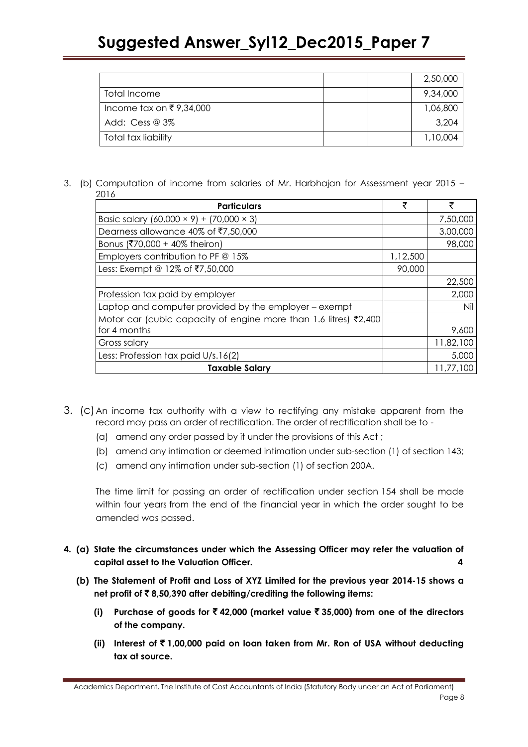| | | | |
|---|---|---|---|
| | | | 2,50,000 |
| Total Income | | | 9,34,000 |
| Income tax on ₹ 9,34,000 | | | 1,06,800 |
| Add: Cess @ 3% | | | 3,204 |
| Total tax liability | | | 1,10,004 |

3. (b) Computation of income from salaries of Mr. Harbhajan for Assessment year 2015 – 2016

| Particulars | ₹ | ₹ |
|---|---|---|
| Basic salary (60,000 × 9) + (70,000 × 3) | | 7,50,000 |
| Dearness allowance 40% of ₹7,50,000 | | 3,00,000 |
| Bonus (₹70,000 + 40% theiron) | | 98,000 |
| Employers contribution to PF @ 15% | 1,12,500 | |
| Less: Exempt @ 12% of ₹7,50,000 | 90,000 | |
| | | 22,500 |
| Profession tax paid by employer | | 2,000 |
| Laptop and computer provided by the employer – exempt | | Nil |
| Motor car (cubic capacity of engine more than 1.6 litres) ₹2,400 for 4 months | | 9,600 |
| Gross salary | | 11,82,100 |
| Less: Profession tax paid U/s.16(2) | | 5,000 |
| **Taxable Salary** | | 11,77,100 |

3. (c) An income tax authority with a view to rectifying any mistake apparent from the record may pass an order of rectification. The order of rectification shall be to -

   (a) amend any order passed by it under the provisions of this Act ;

   (b) amend any intimation or deemed intimation under sub-section (1) of section 143;

   (c) amend any intimation under sub-section (1) of section 200A.

   The time limit for passing an order of rectification under section 154 shall be made within four years from the end of the financial year in which the order sought to be amended was passed.

**4. (a) State the circumstances under which the Assessing Officer may refer the valuation of capital asset to the Valuation Officer. 4**

**(b) The Statement of Profit and Loss of XYZ Limited for the previous year 2014-15 shows a net profit of ₹ 8,50,390 after debiting/crediting the following items:**

**(i) Purchase of goods for ₹ 42,000 (market value ₹ 35,000) from one of the directors of the company.**

**(ii) Interest of ₹ 1,00,000 paid on loan taken from Mr. Ron of USA without deducting tax at source.**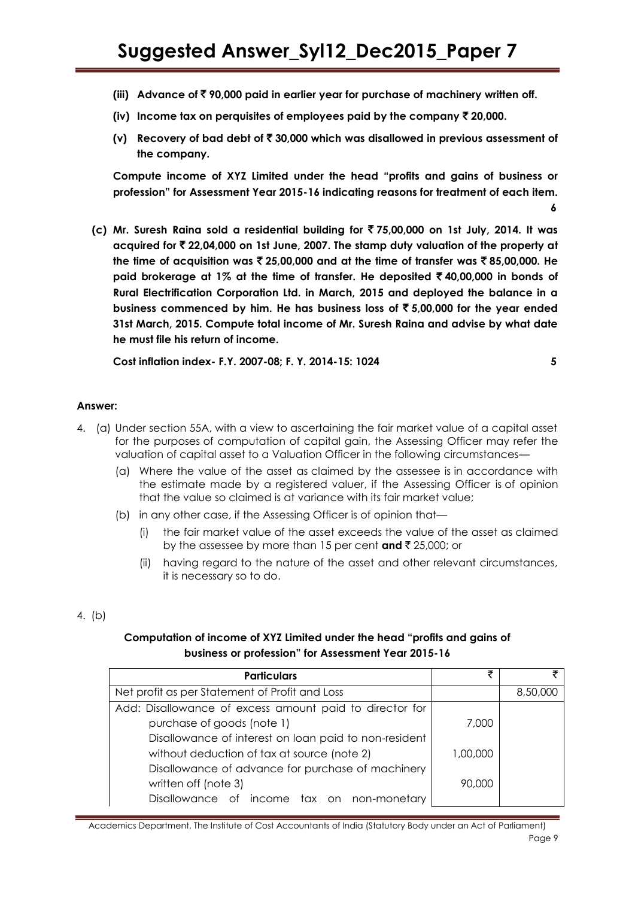**(iii) Advance of ₹ 90,000 paid in earlier year for purchase of machinery written off.**

**(iv) Income tax on perquisites of employees paid by the company ₹ 20,000.**

**(v) Recovery of bad debt of ₹ 30,000 which was disallowed in previous assessment of the company.**

**Compute income of XYZ Limited under the head "profits and gains of business or profession" for Assessment Year 2015-16 indicating reasons for treatment of each item.** **6**

**(c) Mr. Suresh Raina sold a residential building for ₹ 75,00,000 on 1st July, 2014. It was acquired for ₹ 22,04,000 on 1st June, 2007. The stamp duty valuation of the property at the time of acquisition was ₹ 25,00,000 and at the time of transfer was ₹ 85,00,000. He paid brokerage at 1% at the time of transfer. He deposited ₹ 40,00,000 in bonds of Rural Electrification Corporation Ltd. in March, 2015 and deployed the balance in a business commenced by him. He has business loss of ₹ 5,00,000 for the year ended 31st March, 2015. Compute total income of Mr. Suresh Raina and advise by what date he must file his return of income.**

**Cost inflation index- F.Y. 2007-08; F. Y. 2014-15: 1024** **5**

**Answer:**

4. (a) Under section 55A, with a view to ascertaining the fair market value of a capital asset for the purposes of computation of capital gain, the Assessing Officer may refer the valuation of capital asset to a Valuation Officer in the following circumstances—

   (a) Where the value of the asset as claimed by the assessee is in accordance with the estimate made by a registered valuer, if the Assessing Officer is of opinion that the value so claimed is at variance with its fair market value;

   (b) in any other case, if the Assessing Officer is of opinion that—

      (i) the fair market value of the asset exceeds the value of the asset as claimed by the assessee by more than 15 per cent **and** ₹ 25,000; or

      (ii) having regard to the nature of the asset and other relevant circumstances, it is necessary so to do.

4. (b)

**Computation of income of XYZ Limited under the head "profits and gains of business or profession" for Assessment Year 2015-16**

| Particulars | ₹ | ₹ |
|---|---|---|
| Net profit as per Statement of Profit and Loss | | 8,50,000 |
| Add: Disallowance of excess amount paid to director for purchase of goods (note 1) | 7,000 | |
| Disallowance of interest on loan paid to non-resident without deduction of tax at source (note 2) | 1,00,000 | |
| Disallowance of advance for purchase of machinery written off (note 3) | 90,000 | |
| Disallowance of income tax on non-monetary | | |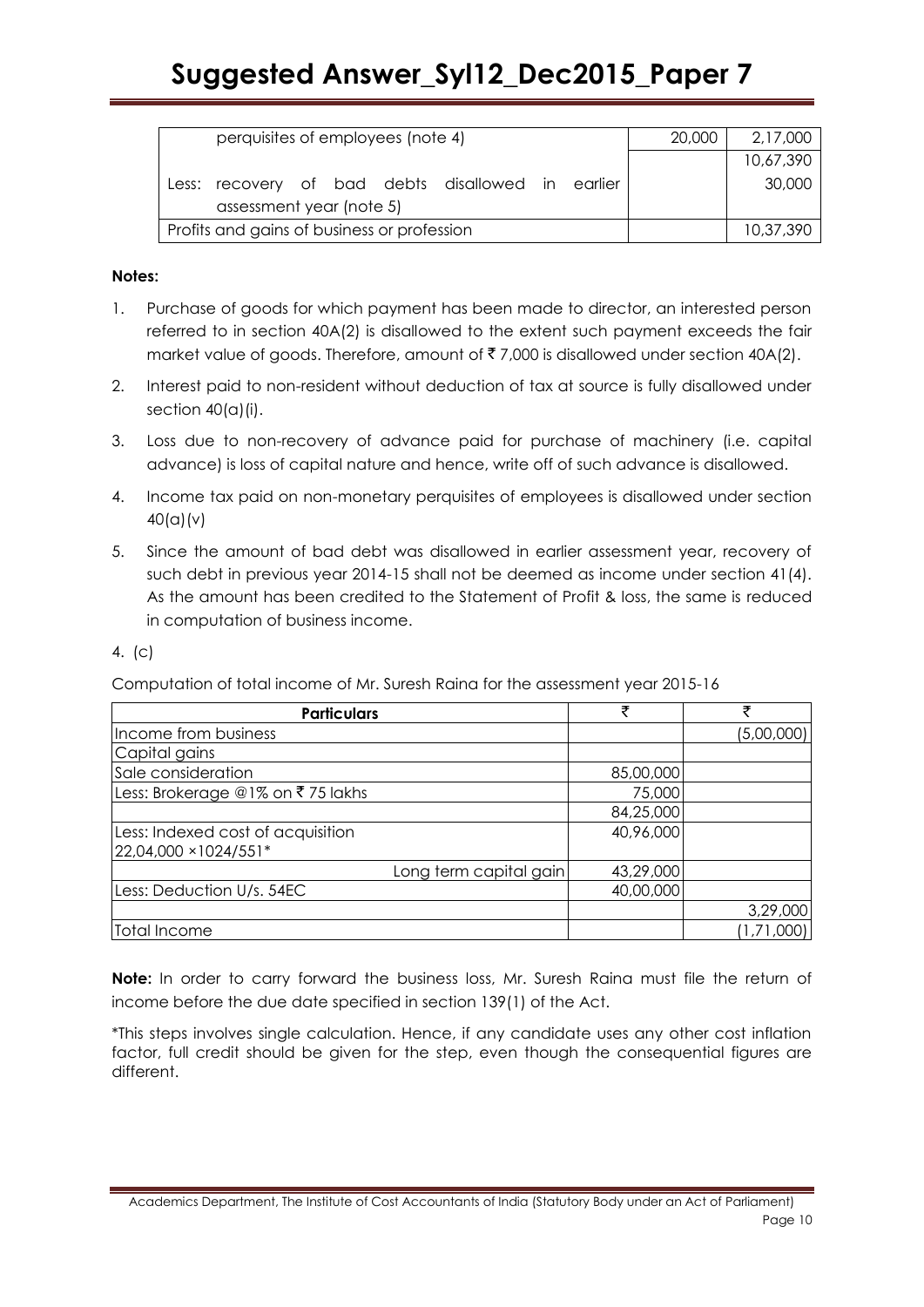| | | |
|---|---|---|
| perquisites of employees (note 4) | 20,000 | 2,17,000 |
| | | 10,67,390 |
| Less: recovery of bad debts disallowed in earlier assessment year (note 5) | | 30,000 |
| Profits and gains of business or profession | | 10,37,390 |

**Notes:**

1. Purchase of goods for which payment has been made to director, an interested person referred to in section 40A(2) is disallowed to the extent such payment exceeds the fair market value of goods. Therefore, amount of ₹ 7,000 is disallowed under section 40A(2).
2. Interest paid to non-resident without deduction of tax at source is fully disallowed under section 40(a)(i).
3. Loss due to non-recovery of advance paid for purchase of machinery (i.e. capital advance) is loss of capital nature and hence, write off of such advance is disallowed.
4. Income tax paid on non-monetary perquisites of employees is disallowed under section 40(a)(v)
5. Since the amount of bad debt was disallowed in earlier assessment year, recovery of such debt in previous year 2014-15 shall not be deemed as income under section 41(4). As the amount has been credited to the Statement of Profit & loss, the same is reduced in computation of business income.

4. (c)

Computation of total income of Mr. Suresh Raina for the assessment year 2015-16

| Particulars | ₹ | ₹ |
|---|---|---|
| Income from business | | (5,00,000) |
| Capital gains | | |
| Sale consideration | 85,00,000 | |
| Less: Brokerage @1% on ₹ 75 lakhs | 75,000 | |
| | 84,25,000 | |
| Less: Indexed cost of acquisition 22,04,000 ×1024/551* | 40,96,000 | |
| Long term capital gain | 43,29,000 | |
| Less: Deduction U/s. 54EC | 40,00,000 | |
| | | 3,29,000 |
| Total Income | | (1,71,000) |

**Note:** In order to carry forward the business loss, Mr. Suresh Raina must file the return of income before the due date specified in section 139(1) of the Act.

*This steps involves single calculation. Hence, if any candidate uses any other cost inflation factor, full credit should be given for the step, even though the consequential figures are different.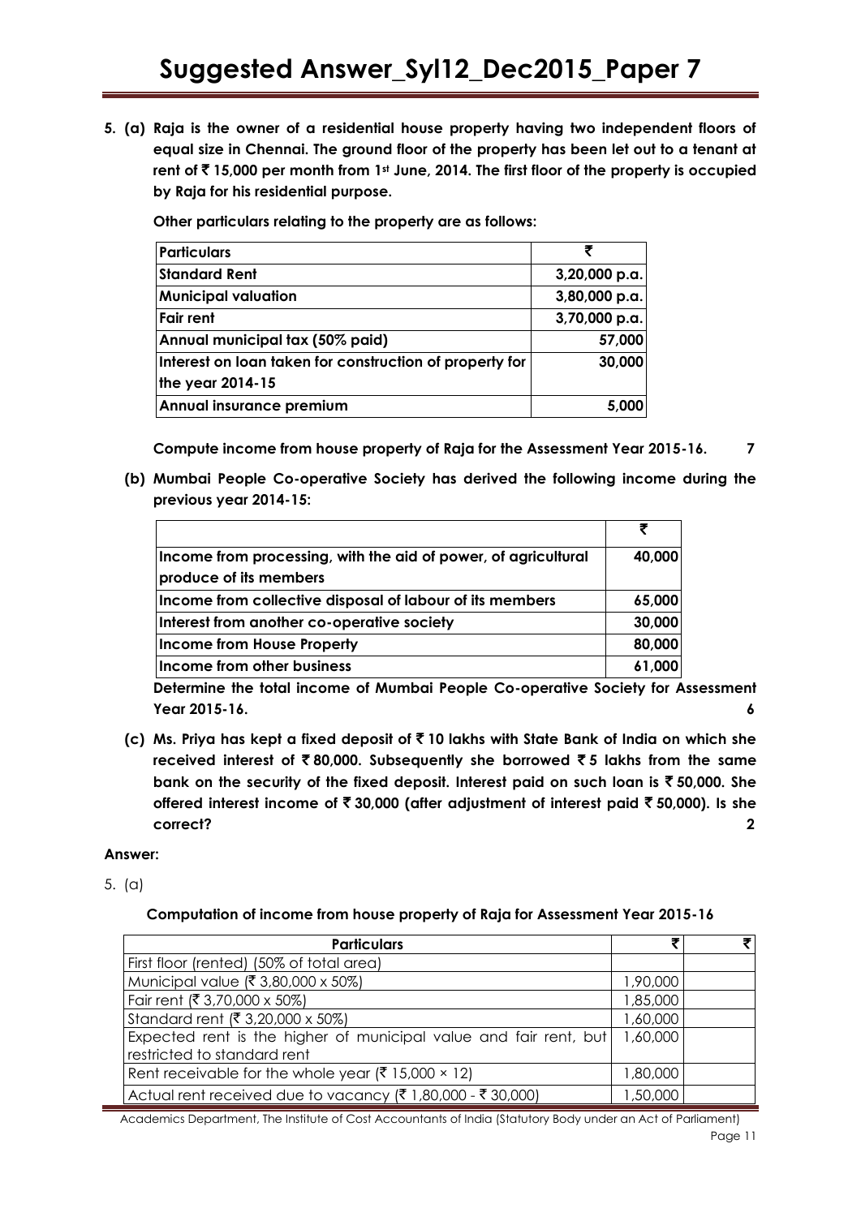**5. (a) Raja is the owner of a residential house property having two independent floors of equal size in Chennai. The ground floor of the property has been let out to a tenant at rent of ₹ 15,000 per month from 1st June, 2014. The first floor of the property is occupied by Raja for his residential purpose.**

**Other particulars relating to the property are as follows:**

| Particulars | ₹ |
|---|---|
| Standard Rent | 3,20,000 p.a. |
| Municipal valuation | 3,80,000 p.a. |
| Fair rent | 3,70,000 p.a. |
| Annual municipal tax (50% paid) | 57,000 |
| Interest on loan taken for construction of property for the year 2014-15 | 30,000 |
| Annual insurance premium | 5,000 |

**Compute income from house property of Raja for the Assessment Year 2015-16. 7**

**(b) Mumbai People Co-operative Society has derived the following income during the previous year 2014-15:**

| | ₹ |
|---|---|
| Income from processing, with the aid of power, of agricultural produce of its members | 40,000 |
| Income from collective disposal of labour of its members | 65,000 |
| Interest from another co-operative society | 30,000 |
| Income from House Property | 80,000 |
| Income from other business | 61,000 |

**Determine the total income of Mumbai People Co-operative Society for Assessment Year 2015-16. 6**

**(c) Ms. Priya has kept a fixed deposit of ₹ 10 lakhs with State Bank of India on which she received interest of ₹ 80,000. Subsequently she borrowed ₹ 5 lakhs from the same bank on the security of the fixed deposit. Interest paid on such loan is ₹ 50,000. She offered interest income of ₹ 30,000 (after adjustment of interest paid ₹ 50,000). Is she correct? 2**

**Answer:**

5. (a)

**Computation of income from house property of Raja for Assessment Year 2015-16**

| Particulars | ₹ | ₹ |
|---|---|---|
| First floor (rented) (50% of total area) | | |
| Municipal value (₹ 3,80,000 x 50%) | 1,90,000 | |
| Fair rent (₹ 3,70,000 x 50%) | 1,85,000 | |
| Standard rent (₹ 3,20,000 x 50%) | 1,60,000 | |
| Expected rent is the higher of municipal value and fair rent, but restricted to standard rent | 1,60,000 | |
| Rent receivable for the whole year (₹ 15,000 × 12) | 1,80,000 | |
| Actual rent received due to vacancy (₹ 1,80,000 - ₹ 30,000) | 1,50,000 | |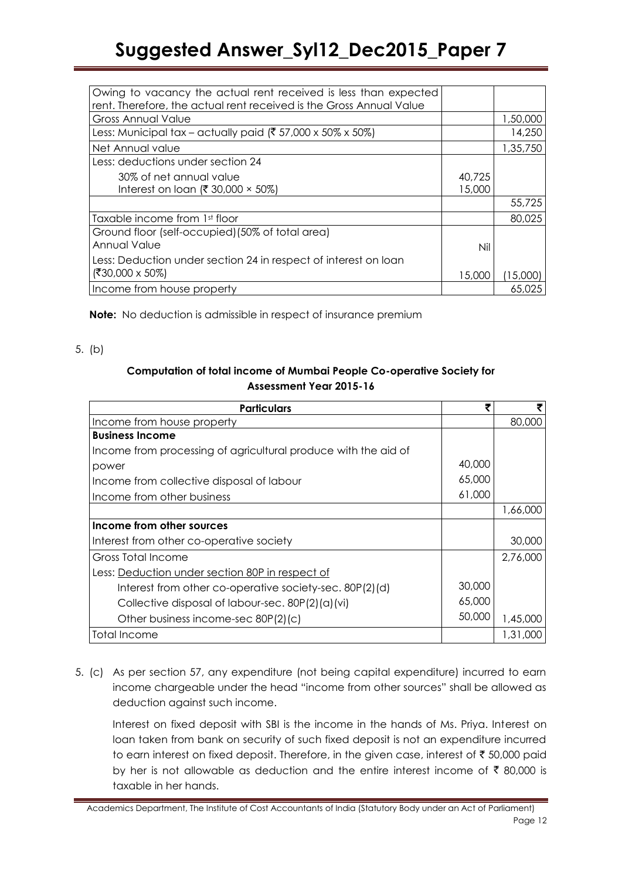| | | |
|---|---|---|
| Owing to vacancy the actual rent received is less than expected rent. Therefore, the actual rent received is the Gross Annual Value | | |
| Gross Annual Value | | 1,50,000 |
| Less: Municipal tax – actually paid (₹ 57,000 x 50% x 50%) | | 14,250 |
| Net Annual value | | 1,35,750 |
| Less: deductions under section 24<br>30% of net annual value<br>Interest on loan (₹ 30,000 × 50%) | <br>40,725<br>15,000 | |
| | | 55,725 |
| Taxable income from 1st floor | | 80,025 |
| Ground floor (self-occupied) (50% of total area)<br>Annual Value | <br>Nil | |
| Less: Deduction under section 24 in respect of interest on loan (₹30,000 x 50%) | 15,000 | (15,000) |
| Income from house property | | 65,025 |

**Note:** No deduction is admissible in respect of insurance premium

5. (b)

**Computation of total income of Mumbai People Co-operative Society for Assessment Year 2015-16**

| Particulars | ₹ | ₹ |
|---|---|---|
| Income from house property | | 80,000 |
| **Business Income** | | |
| Income from processing of agricultural produce with the aid of power | 40,000 | |
| Income from collective disposal of labour | 65,000 | |
| Income from other business | 61,000 | |
| | | 1,66,000 |
| **Income from other sources** | | |
| Interest from other co-operative society | | 30,000 |
| Gross Total Income | | 2,76,000 |
| Less: Deduction under section 80P in respect of | | |
| Interest from other co-operative society-sec. 80P(2)(d) | 30,000 | |
| Collective disposal of labour-sec. 80P(2)(a)(vi) | 65,000 | |
| Other business income-sec 80P(2)(c) | 50,000 | 1,45,000 |
| Total Income | | 1,31,000 |

5. (c) As per section 57, any expenditure (not being capital expenditure) incurred to earn income chargeable under the head "income from other sources" shall be allowed as deduction against such income.

Interest on fixed deposit with SBI is the income in the hands of Ms. Priya. Interest on loan taken from bank on security of such fixed deposit is not an expenditure incurred to earn interest on fixed deposit. Therefore, in the given case, interest of ₹ 50,000 paid by her is not allowable as deduction and the entire interest income of ₹ 80,000 is taxable in her hands.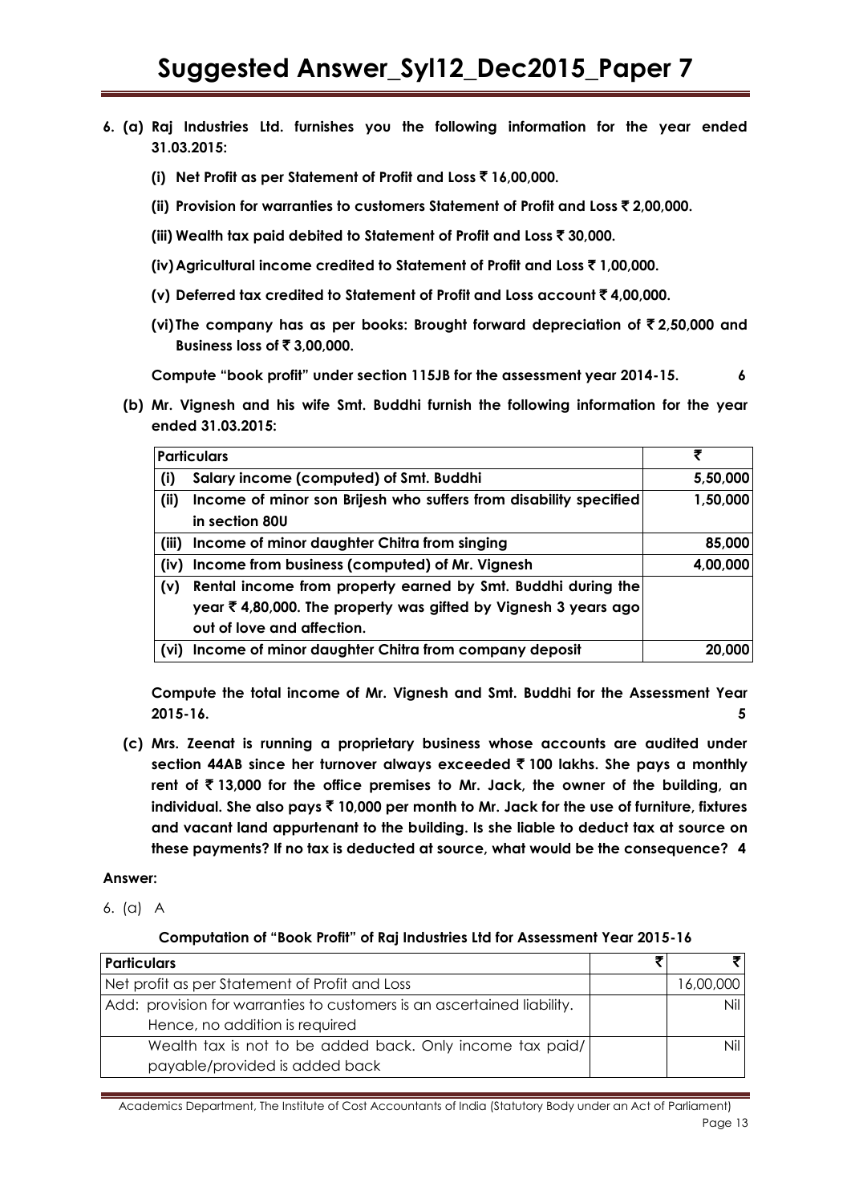**6. (a) Raj Industries Ltd. furnishes you the following information for the year ended 31.03.2015:**

**(i) Net Profit as per Statement of Profit and Loss ₹ 16,00,000.**

**(ii) Provision for warranties to customers Statement of Profit and Loss ₹ 2,00,000.**

**(iii) Wealth tax paid debited to Statement of Profit and Loss ₹ 30,000.**

**(iv) Agricultural income credited to Statement of Profit and Loss ₹ 1,00,000.**

**(v) Deferred tax credited to Statement of Profit and Loss account ₹ 4,00,000.**

**(vi) The company has as per books: Brought forward depreciation of ₹ 2,50,000 and Business loss of ₹ 3,00,000.**

**Compute "book profit" under section 115JB for the assessment year 2014-15. 6**

**(b) Mr. Vignesh and his wife Smt. Buddhi furnish the following information for the year ended 31.03.2015:**

| **Particulars** | | **₹** |
|---|---|---|
| **(i)** | **Salary income (computed) of Smt. Buddhi** | **5,50,000** |
| **(ii)** | **Income of minor son Brijesh who suffers from disability specified in section 80U** | **1,50,000** |
| **(iii)** | **Income of minor daughter Chitra from singing** | **85,000** |
| **(iv)** | **Income from business (computed) of Mr. Vignesh** | **4,00,000** |
| **(v)** | **Rental income from property earned by Smt. Buddhi during the year ₹ 4,80,000. The property was gifted by Vignesh 3 years ago out of love and affection.** | |
| **(vi)** | **Income of minor daughter Chitra from company deposit** | **20,000** |

**Compute the total income of Mr. Vignesh and Smt. Buddhi for the Assessment Year 2015-16. 5**

**(c) Mrs. Zeenat is running a proprietary business whose accounts are audited under section 44AB since her turnover always exceeded ₹ 100 lakhs. She pays a monthly rent of ₹ 13,000 for the office premises to Mr. Jack, the owner of the building, an individual. She also pays ₹ 10,000 per month to Mr. Jack for the use of furniture, fixtures and vacant land appurtenant to the building. Is she liable to deduct tax at source on these payments? If no tax is deducted at source, what would be the consequence? 4**

**Answer:**

6. (a) A

**Computation of "Book Profit" of Raj Industries Ltd for Assessment Year 2015-16**

| **Particulars** | **₹** | **₹** |
|---|---|---|
| Net profit as per Statement of Profit and Loss | | 16,00,000 |
| Add: provision for warranties to customers is an ascertained liability. Hence, no addition is required | | Nil |
| Wealth tax is not to be added back. Only income tax paid/ payable/provided is added back | | Nil |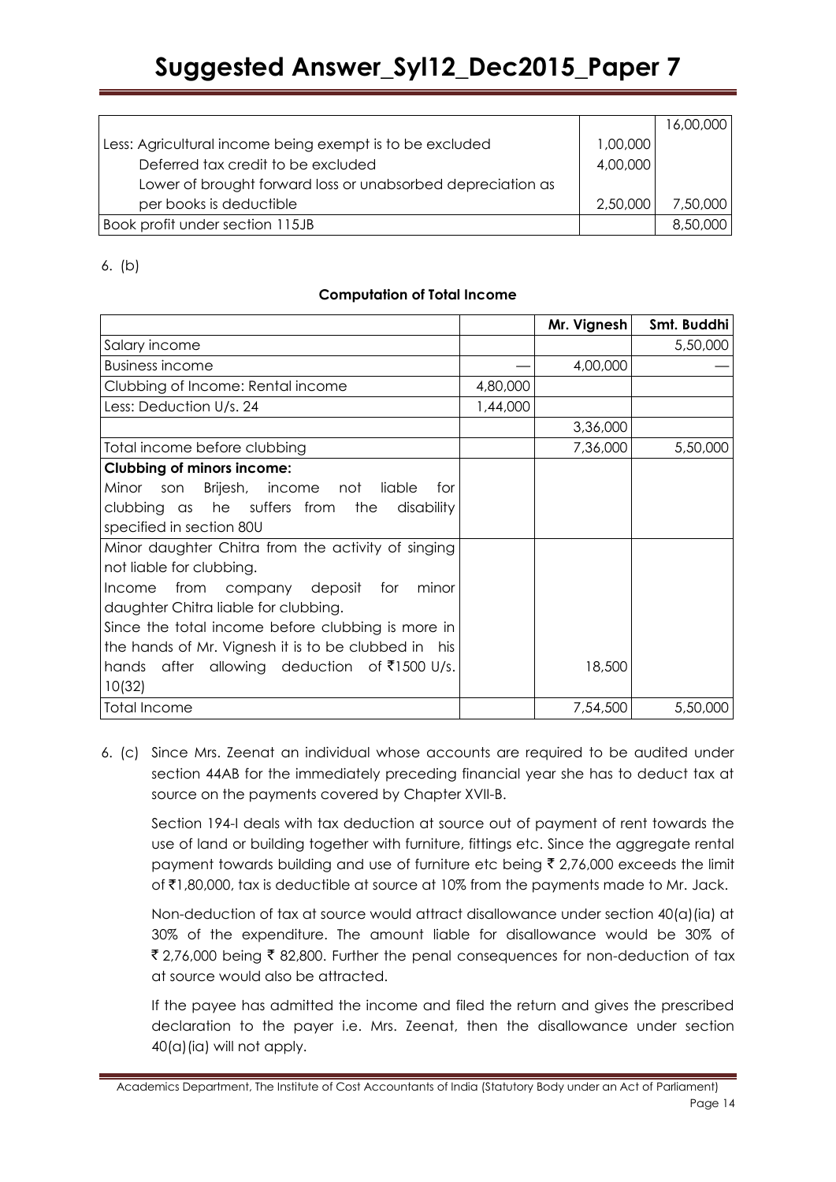| | | 16,00,000 |
|---|---|---|
| Less: Agricultural income being exempt is to be excluded | 1,00,000 | |
| Deferred tax credit to be excluded | 4,00,000 | |
| Lower of brought forward loss or unabsorbed depreciation as per books is deductible | 2,50,000 | 7,50,000 |
| Book profit under section 115JB | | 8,50,000 |

6. (b)

**Computation of Total Income**

| | | Mr. Vignesh | Smt. Buddhi |
|---|---|---|---|
| Salary income | | | 5,50,000 |
| Business income | — | 4,00,000 | — |
| Clubbing of Income: Rental income | 4,80,000 | | |
| Less: Deduction U/s. 24 | 1,44,000 | | |
| | | 3,36,000 | |
| Total income before clubbing | | 7,36,000 | 5,50,000 |
| **Clubbing of minors income:** Minor son Brijesh, income not liable for clubbing as he suffers from the disability specified in section 80U | | | |
| Minor daughter Chitra from the activity of singing not liable for clubbing. Income from company deposit for minor daughter Chitra liable for clubbing. Since the total income before clubbing is more in the hands of Mr. Vignesh it is to be clubbed in his hands after allowing deduction of ₹1500 U/s. 10(32) | | 18,500 | |
| Total Income | | 7,54,500 | 5,50,000 |

6. (c) Since Mrs. Zeenat an individual whose accounts are required to be audited under section 44AB for the immediately preceding financial year she has to deduct tax at source on the payments covered by Chapter XVII-B.

Section 194-I deals with tax deduction at source out of payment of rent towards the use of land or building together with furniture, fittings etc. Since the aggregate rental payment towards building and use of furniture etc being ₹ 2,76,000 exceeds the limit of ₹1,80,000, tax is deductible at source at 10% from the payments made to Mr. Jack.

Non-deduction of tax at source would attract disallowance under section 40(a)(ia) at 30% of the expenditure. The amount liable for disallowance would be 30% of ₹ 2,76,000 being ₹ 82,800. Further the penal consequences for non-deduction of tax at source would also be attracted.

If the payee has admitted the income and filed the return and gives the prescribed declaration to the payer i.e. Mrs. Zeenat, then the disallowance under section 40(a)(ia) will not apply.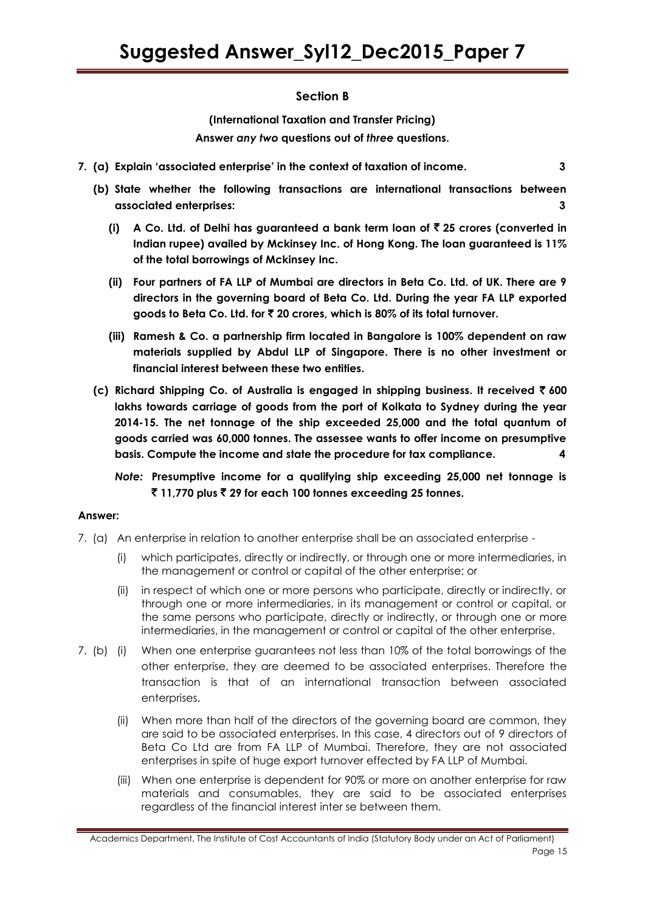## Section B

**(International Taxation and Transfer Pricing)**

**Answer *any two* questions out of *three* questions.**

**7. (a) Explain 'associated enterprise' in the context of taxation of income. 3**

**(b) State whether the following transactions are international transactions between associated enterprises: 3**

**(i) A Co. Ltd. of Delhi has guaranteed a bank term loan of ₹ 25 crores (converted in Indian rupee) availed by Mckinsey Inc. of Hong Kong. The loan guaranteed is 11% of the total borrowings of Mckinsey Inc.**

**(ii) Four partners of FA LLP of Mumbai are directors in Beta Co. Ltd. of UK. There are 9 directors in the governing board of Beta Co. Ltd. During the year FA LLP exported goods to Beta Co. Ltd. for ₹ 20 crores, which is 80% of its total turnover.**

**(iii) Ramesh & Co. a partnership firm located in Bangalore is 100% dependent on raw materials supplied by Abdul LLP of Singapore. There is no other investment or financial interest between these two entities.**

**(c) Richard Shipping Co. of Australia is engaged in shipping business. It received ₹ 600 lakhs towards carriage of goods from the port of Kolkata to Sydney during the year 2014-15. The net tonnage of the ship exceeded 25,000 and the total quantum of goods carried was 60,000 tonnes. The assessee wants to offer income on presumptive basis. Compute the income and state the procedure for tax compliance. 4**

***Note:* Presumptive income for a qualifying ship exceeding 25,000 net tonnage is ₹ 11,770 plus ₹ 29 for each 100 tonnes exceeding 25 tonnes.**

**Answer:**

7. (a) An enterprise in relation to another enterprise shall be an associated enterprise -

(i) which participates, directly or indirectly, or through one or more intermediaries, in the management or control or capital of the other enterprise; or

(ii) in respect of which one or more persons who participate, directly or indirectly, or through one or more intermediaries, in its management or control or capital, or the same persons who participate, directly or indirectly, or through one or more intermediaries, in the management or control or capital of the other enterprise.

7. (b) (i) When one enterprise guarantees not less than 10% of the total borrowings of the other enterprise, they are deemed to be associated enterprises. Therefore the transaction is that of an international transaction between associated enterprises.

(ii) When more than half of the directors of the governing board are common, they are said to be associated enterprises. In this case, 4 directors out of 9 directors of Beta Co Ltd are from FA LLP of Mumbai. Therefore, they are not associated enterprises in spite of huge export turnover effected by FA LLP of Mumbai.

(iii) When one enterprise is dependent for 90% or more on another enterprise for raw materials and consumables, they are said to be associated enterprises regardless of the financial interest inter se between them.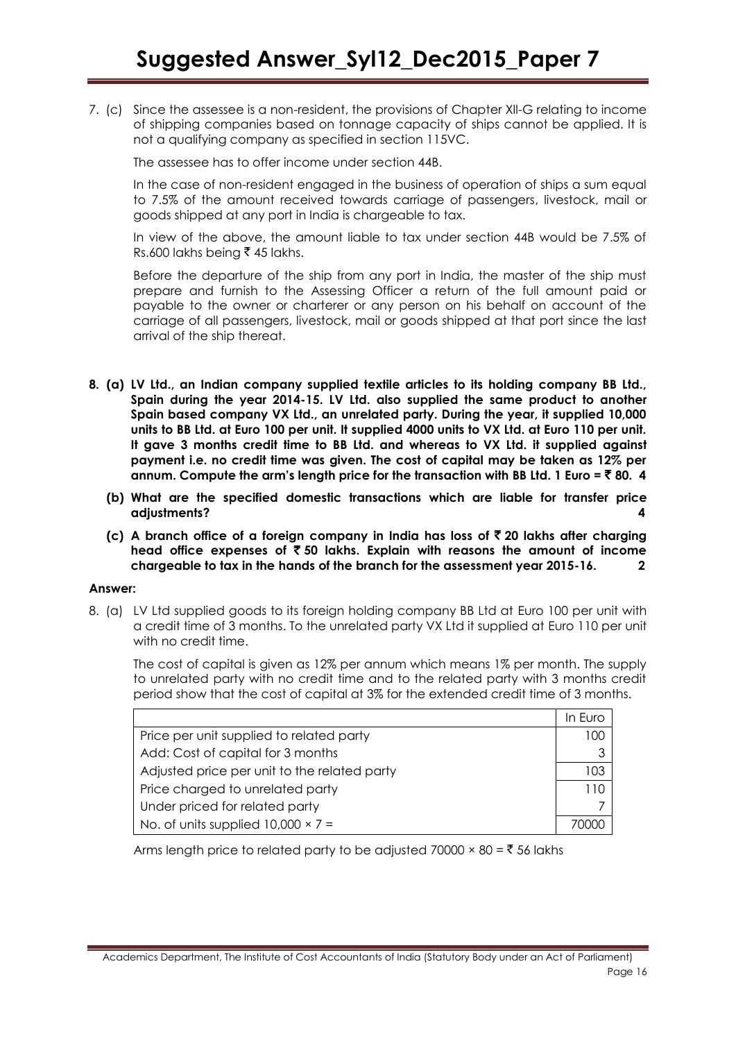7. (c) Since the assessee is a non-resident, the provisions of Chapter XII-G relating to income of shipping companies based on tonnage capacity of ships cannot be applied. It is not a qualifying company as specified in section 115VC.

The assessee has to offer income under section 44B.

In the case of non-resident engaged in the business of operation of ships a sum equal to 7.5% of the amount received towards carriage of passengers, livestock, mail or goods shipped at any port in India is chargeable to tax.

In view of the above, the amount liable to tax under section 44B would be 7.5% of Rs.600 lakhs being ₹ 45 lakhs.

Before the departure of the ship from any port in India, the master of the ship must prepare and furnish to the Assessing Officer a return of the full amount paid or payable to the owner or charterer or any person on his behalf on account of the carriage of all passengers, livestock, mail or goods shipped at that port since the last arrival of the ship thereat.

**8. (a) LV Ltd., an Indian company supplied textile articles to its holding company BB Ltd., Spain during the year 2014-15. LV Ltd. also supplied the same product to another Spain based company VX Ltd., an unrelated party. During the year, it supplied 10,000 units to BB Ltd. at Euro 100 per unit. It supplied 4000 units to VX Ltd. at Euro 110 per unit. It gave 3 months credit time to BB Ltd. and whereas to VX Ltd. it supplied against payment i.e. no credit time was given. The cost of capital may be taken as 12% per annum. Compute the arm's length price for the transaction with BB Ltd. 1 Euro = ₹ 80. 4**

**(b) What are the specified domestic transactions which are liable for transfer price adjustments? 4**

**(c) A branch office of a foreign company in India has loss of ₹ 20 lakhs after charging head office expenses of ₹ 50 lakhs. Explain with reasons the amount of income chargeable to tax in the hands of the branch for the assessment year 2015-16. 2**

**Answer:**

8. (a) LV Ltd supplied goods to its foreign holding company BB Ltd at Euro 100 per unit with a credit time of 3 months. To the unrelated party VX Ltd it supplied at Euro 110 per unit with no credit time.

The cost of capital is given as 12% per annum which means 1% per month. The supply to unrelated party with no credit time and to the related party with 3 months credit period show that the cost of capital at 3% for the extended credit time of 3 months.

| | In Euro |
|---|---|
| Price per unit supplied to related party | 100 |
| Add: Cost of capital for 3 months | 3 |
| Adjusted price per unit to the related party | 103 |
| Price charged to unrelated party | 110 |
| Under priced for related party | 7 |
| No. of units supplied 10,000 × 7 = | 70000 |

Arms length price to related party to be adjusted 70000 × 80 = ₹ 56 lakhs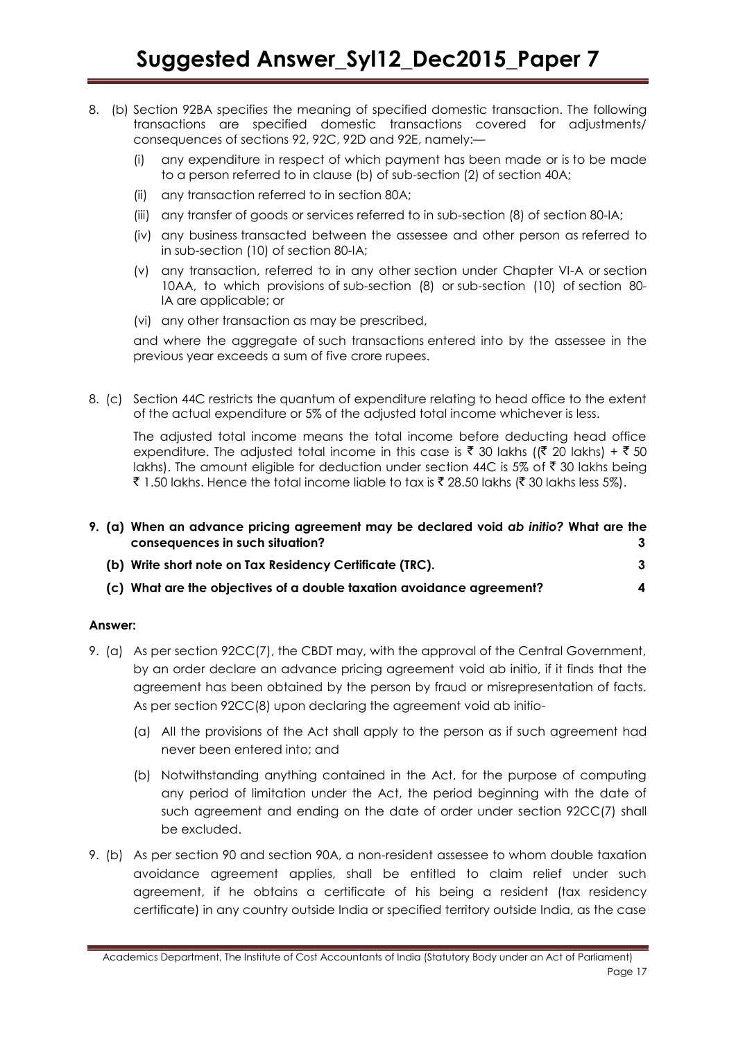8. (b) Section 92BA specifies the meaning of specified domestic transaction. The following transactions are specified domestic transactions covered for adjustments/ consequences of sections 92, 92C, 92D and 92E, namely:—

   (i) any expenditure in respect of which payment has been made or is to be made to a person referred to in clause (b) of sub-section (2) of section 40A;

   (ii) any transaction referred to in section 80A;

   (iii) any transfer of goods or services referred to in sub-section (8) of section 80-IA;

   (iv) any business transacted between the assessee and other person as referred to in sub-section (10) of section 80-IA;

   (v) any transaction, referred to in any other section under Chapter VI-A or section 10AA, to which provisions of sub-section (8) or sub-section (10) of section 80-IA are applicable; or

   (vi) any other transaction as may be prescribed,

   and where the aggregate of such transactions entered into by the assessee in the previous year exceeds a sum of five crore rupees.

8. (c) Section 44C restricts the quantum of expenditure relating to head office to the extent of the actual expenditure or 5% of the adjusted total income whichever is less.

   The adjusted total income means the total income before deducting head office expenditure. The adjusted total income in this case is ₹ 30 lakhs ((₹ 20 lakhs) + ₹ 50 lakhs). The amount eligible for deduction under section 44C is 5% of ₹ 30 lakhs being ₹ 1.50 lakhs. Hence the total income liable to tax is ₹ 28.50 lakhs (₹ 30 lakhs less 5%).

**9. (a) When an advance pricing agreement may be declared void *ab initio*? What are the consequences in such situation? 3**

**(b) Write short note on Tax Residency Certificate (TRC). 3**

**(c) What are the objectives of a double taxation avoidance agreement? 4**

**Answer:**

9. (a) As per section 92CC(7), the CBDT may, with the approval of the Central Government, by an order declare an advance pricing agreement void ab initio, if it finds that the agreement has been obtained by the person by fraud or misrepresentation of facts. As per section 92CC(8) upon declaring the agreement void ab initio-

   (a) All the provisions of the Act shall apply to the person as if such agreement had never been entered into; and

   (b) Notwithstanding anything contained in the Act, for the purpose of computing any period of limitation under the Act, the period beginning with the date of such agreement and ending on the date of order under section 92CC(7) shall be excluded.

9. (b) As per section 90 and section 90A, a non-resident assessee to whom double taxation avoidance agreement applies, shall be entitled to claim relief under such agreement, if he obtains a certificate of his being a resident (tax residency certificate) in any country outside India or specified territory outside India, as the case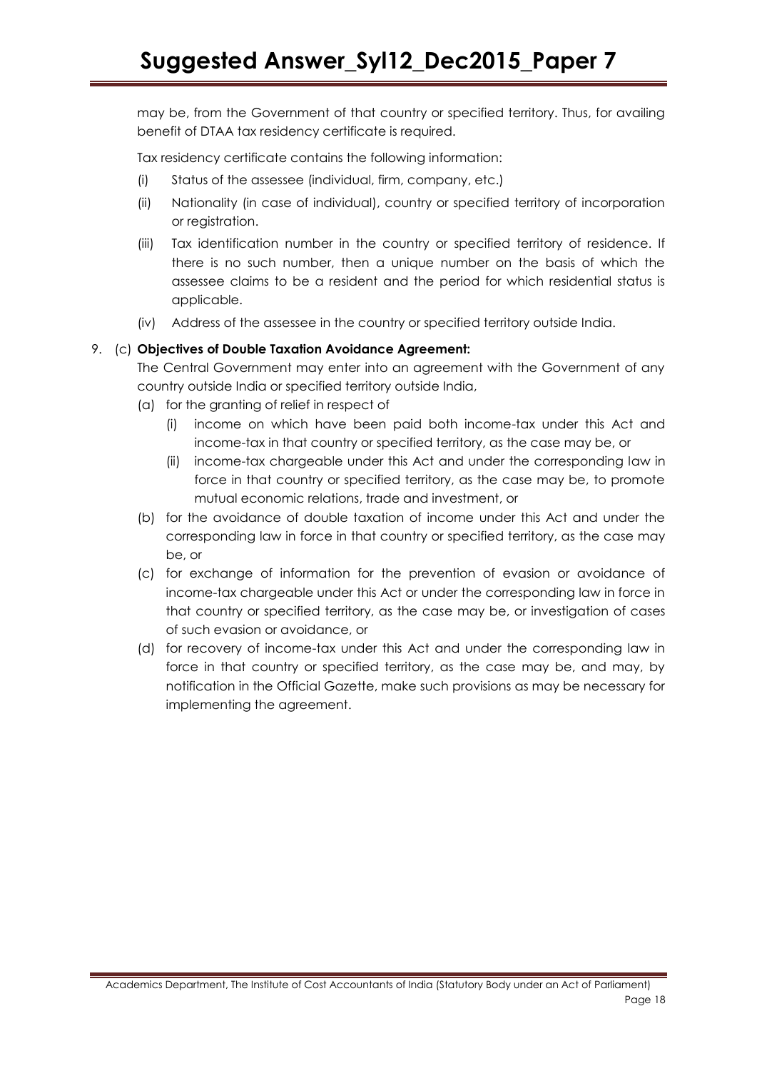may be, from the Government of that country or specified territory. Thus, for availing benefit of DTAA tax residency certificate is required.

Tax residency certificate contains the following information:

(i) Status of the assessee (individual, firm, company, etc.)

(ii) Nationality (in case of individual), country or specified territory of incorporation or registration.

(iii) Tax identification number in the country or specified territory of residence. If there is no such number, then a unique number on the basis of which the assessee claims to be a resident and the period for which residential status is applicable.

(iv) Address of the assessee in the country or specified territory outside India.

9. (c) **Objectives of Double Taxation Avoidance Agreement:**

The Central Government may enter into an agreement with the Government of any country outside India or specified territory outside India,

(a) for the granting of relief in respect of

  (i) income on which have been paid both income-tax under this Act and income-tax in that country or specified territory, as the case may be, or

  (ii) income-tax chargeable under this Act and under the corresponding law in force in that country or specified territory, as the case may be, to promote mutual economic relations, trade and investment, or

(b) for the avoidance of double taxation of income under this Act and under the corresponding law in force in that country or specified territory, as the case may be, or

(c) for exchange of information for the prevention of evasion or avoidance of income-tax chargeable under this Act or under the corresponding law in force in that country or specified territory, as the case may be, or investigation of cases of such evasion or avoidance, or

(d) for recovery of income-tax under this Act and under the corresponding law in force in that country or specified territory, as the case may be, and may, by notification in the Official Gazette, make such provisions as may be necessary for implementing the agreement.